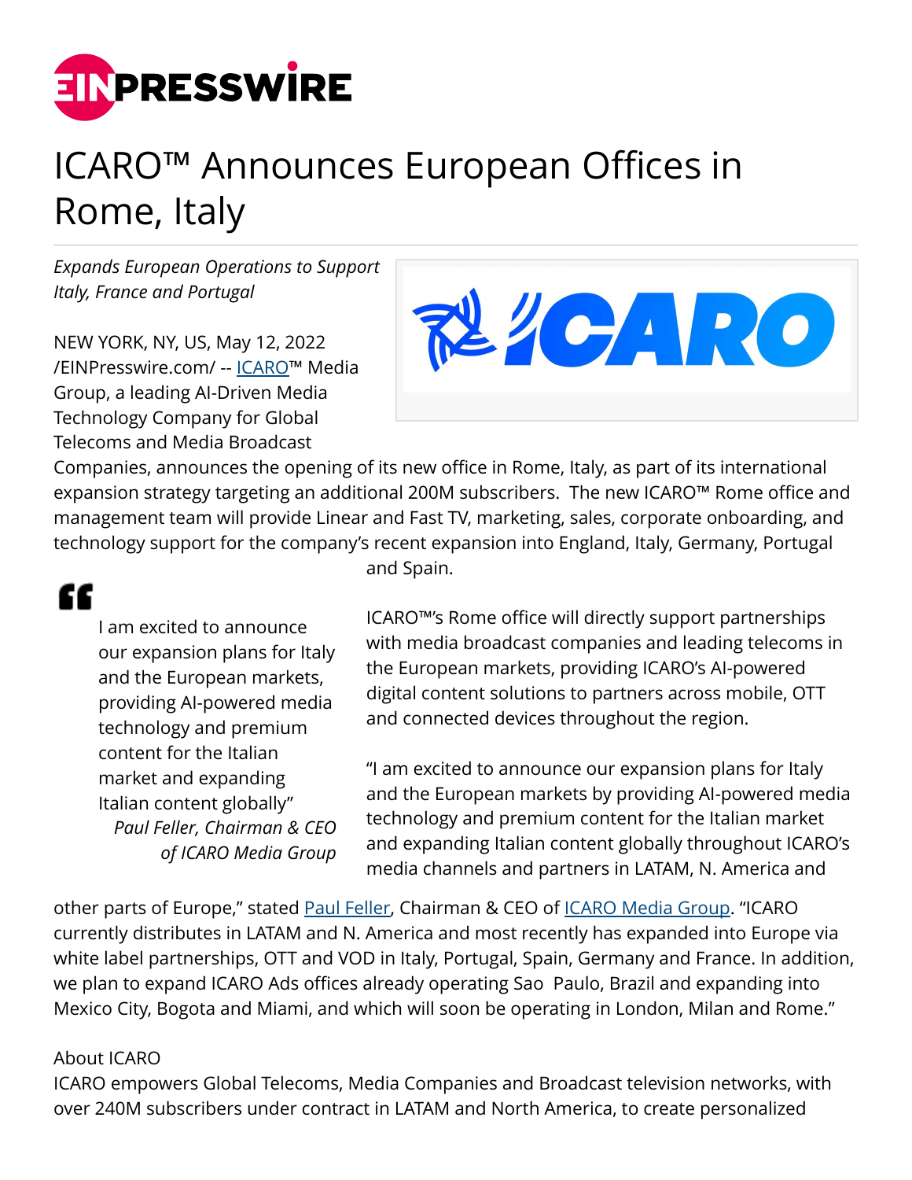# ICARO™ Announces European Offices in Rome, Italy

*Expands European Operations to Support Italy, France and Portugal*

NEW YORK, NY, US, May 12, 2022 /EINPresswire.com/ -- ICARO™ Media Group, a leading AI-Driven Media Technology Company for Global Telecoms and Media Broadcast Companies, announces the opening of its new office in Rome, Italy, as part of its international expansion strategy targeting an additional 200M subscribers. The new ICARO™ Rome office and management team will provide Linear and Fast TV, marketing, sales, corporate onboarding, and technology support for the company's recent expansion into England, Italy, Germany, Portugal and Spain.

> I am excited to announce our expansion plans for Italy and the European markets, providing AI-powered media technology and premium content for the Italian market and expanding Italian content globally"
>
> *Paul Feller, Chairman & CEO of ICARO Media Group*

ICARO™'s Rome office will directly support partnerships with media broadcast companies and leading telecoms in the European markets, providing ICARO's AI-powered digital content solutions to partners across mobile, OTT and connected devices throughout the region.

"I am excited to announce our expansion plans for Italy and the European markets by providing AI-powered media technology and premium content for the Italian market and expanding Italian content globally throughout ICARO's media channels and partners in LATAM, N. America and other parts of Europe," stated Paul Feller, Chairman & CEO of ICARO Media Group. "ICARO currently distributes in LATAM and N. America and most recently has expanded into Europe via white label partnerships, OTT and VOD in Italy, Portugal, Spain, Germany and France. In addition, we plan to expand ICARO Ads offices already operating Sao Paulo, Brazil and expanding into Mexico City, Bogota and Miami, and which will soon be operating in London, Milan and Rome."

About ICARO
ICARO empowers Global Telecoms, Media Companies and Broadcast television networks, with over 240M subscribers under contract in LATAM and North America, to create personalized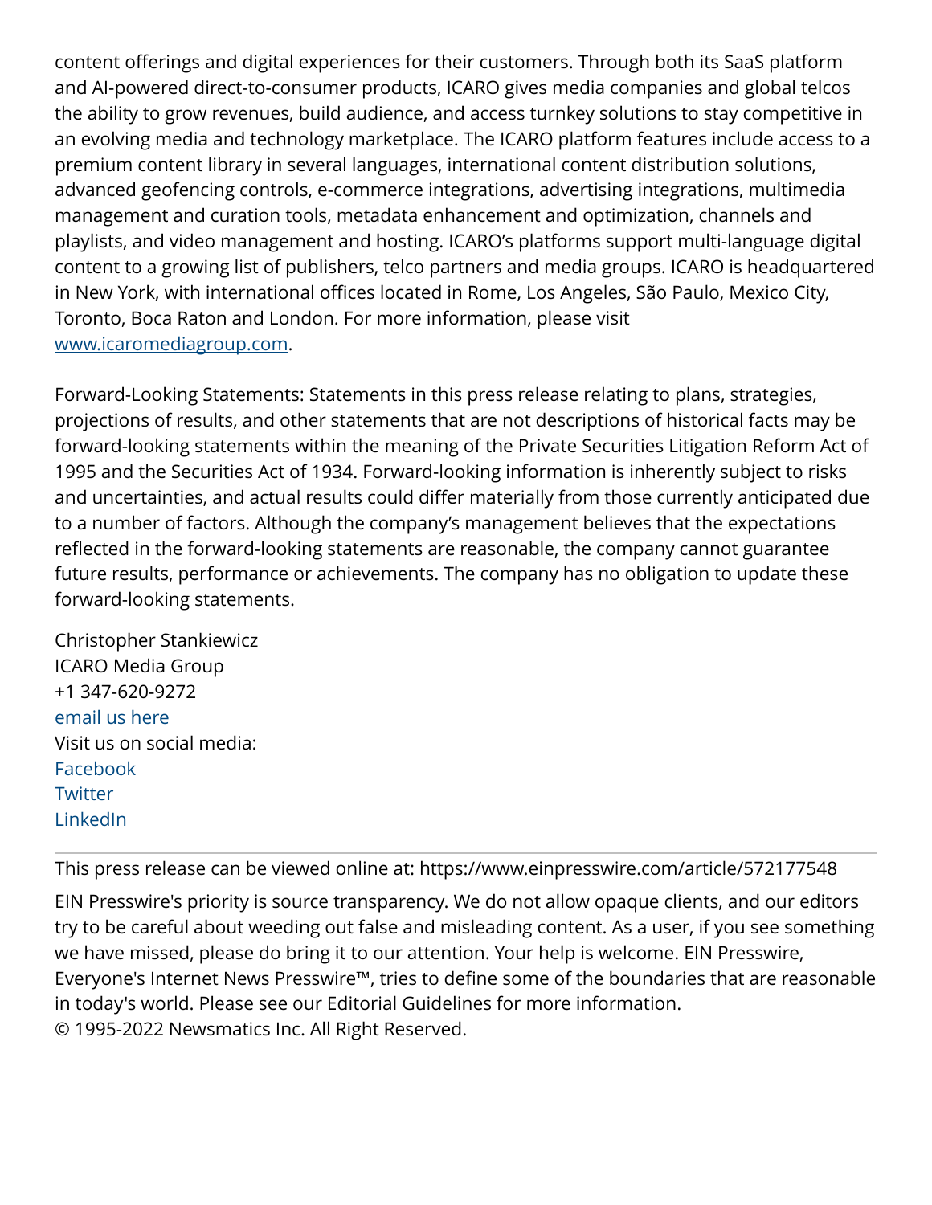content offerings and digital experiences for their customers. Through both its SaaS platform and AI-powered direct-to-consumer products, ICARO gives media companies and global telcos the ability to grow revenues, build audience, and access turnkey solutions to stay competitive in an evolving media and technology marketplace. The ICARO platform features include access to a premium content library in several languages, international content distribution solutions, advanced geofencing controls, e-commerce integrations, advertising integrations, multimedia management and curation tools, metadata enhancement and optimization, channels and playlists, and video management and hosting. ICARO's platforms support multi-language digital content to a growing list of publishers, telco partners and media groups. ICARO is headquartered in New York, with international offices located in Rome, Los Angeles, São Paulo, Mexico City, Toronto, Boca Raton and London. For more information, please visit [www.icaromediagroup.com](http://www.icaromediagroup.com).

Forward-Looking Statements: Statements in this press release relating to plans, strategies, projections of results, and other statements that are not descriptions of historical facts may be forward-looking statements within the meaning of the Private Securities Litigation Reform Act of 1995 and the Securities Act of 1934. Forward-looking information is inherently subject to risks and uncertainties, and actual results could differ materially from those currently anticipated due to a number of factors. Although the company's management believes that the expectations reflected in the forward-looking statements are reasonable, the company cannot guarantee future results, performance or achievements. The company has no obligation to update these forward-looking statements.

Christopher Stankiewicz
ICARO Media Group
+1 347-620-9272
email us here
Visit us on social media:
Facebook
Twitter
LinkedIn

---

This press release can be viewed online at: https://www.einpresswire.com/article/572177548

EIN Presswire's priority is source transparency. We do not allow opaque clients, and our editors try to be careful about weeding out false and misleading content. As a user, if you see something we have missed, please do bring it to our attention. Your help is welcome. EIN Presswire, Everyone's Internet News Presswire™, tries to define some of the boundaries that are reasonable in today's world. Please see our Editorial Guidelines for more information.
© 1995-2022 Newsmatics Inc. All Right Reserved.